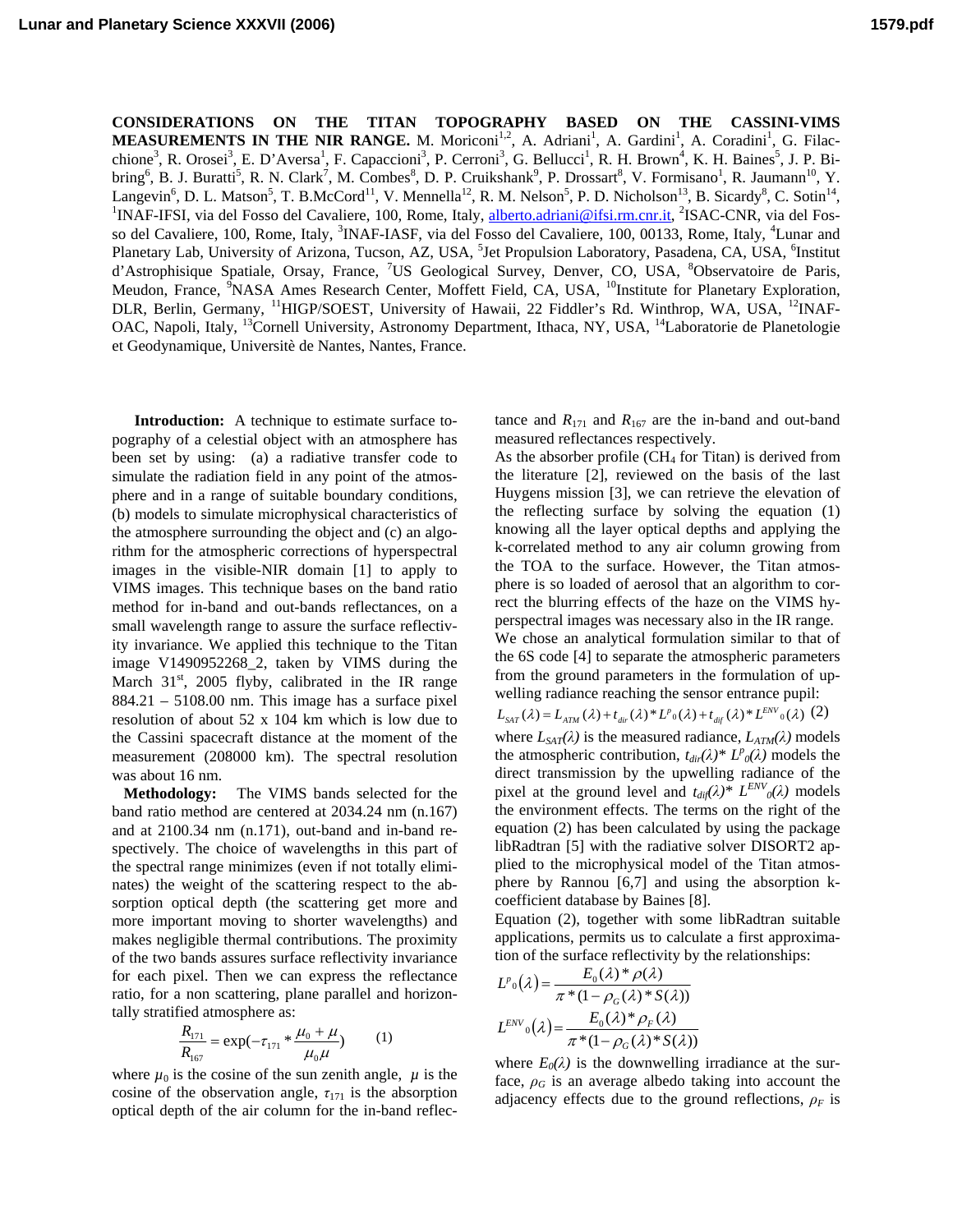**CONSIDERATIONS ON THE TITAN TOPOGRAPHY BASED ON THE CASSINI-VIMS MEASUREMENTS IN THE NIR RANGE.** M. Moriconi[1,2], A. Adriani[1], A. Gardini[1], A. Coradini[1], G. Filacchione[3], R. Orosei[3], E. D'Aversa[1], F. Capaccioni[3], P. Cerroni[3], G. Bellucci[1], R. H. Brown[4], K. H. Baines[5], J. P. Bibring[6], B. J. Buratti[5], R. N. Clark[7], M. Combes[8], D. P. Cruikshank[9], P. Drossart[8], V. Formisano[1], R. Jaumann[10], Y. Langevin[6], D. L. Matson[5], T. B.McCord[11], V. Mennella[12], R. M. Nelson[5], P. D. Nicholson[13], B. Sicardy[8], C. Sotin[14], [1]INAF-IFSI, via del Fosso del Cavaliere, 100, Rome, Italy, alberto.adriani@ifsi.rm.cnr.it, [2]ISAC-CNR, via del Fosso del Cavaliere, 100, Rome, Italy, [3]INAF-IASF, via del Fosso del Cavaliere, 100, 00133, Rome, Italy, [4]Lunar and Planetary Lab, University of Arizona, Tucson, AZ, USA, [5]Jet Propulsion Laboratory, Pasadena, CA, USA, [6]Institut d'Astrophisique Spatiale, Orsay, France, [7]US Geological Survey, Denver, CO, USA, [8]Observatoire de Paris, Meudon, France, [9]NASA Ames Research Center, Moffett Field, CA, USA, [10]Institute for Planetary Exploration, DLR, Berlin, Germany, [11]HIGP/SOEST, University of Hawaii, 22 Fiddler's Rd. Winthrop, WA, USA, [12]INAF-OAC, Napoli, Italy, [13]Cornell University, Astronomy Department, Ithaca, NY, USA, [14]Laboratorie de Planetologie et Geodynamique, Universitè de Nantes, Nantes, France.

**Introduction:** A technique to estimate surface topography of a celestial object with an atmosphere has been set by using: (a) a radiative transfer code to simulate the radiation field in any point of the atmosphere and in a range of suitable boundary conditions, (b) models to simulate microphysical characteristics of the atmosphere surrounding the object and (c) an algorithm for the atmospheric corrections of hyperspectral images in the visible-NIR domain [1] to apply to VIMS images. This technique bases on the band ratio method for in-band and out-bands reflectances, on a small wavelength range to assure the surface reflectivity invariance. We applied this technique to the Titan image V1490952268_2, taken by VIMS during the March 31st, 2005 flyby, calibrated in the IR range 884.21 – 5108.00 nm. This image has a surface pixel resolution of about 52 x 104 km which is low due to the Cassini spacecraft distance at the moment of the measurement (208000 km). The spectral resolution was about 16 nm.

**Methodology:** The VIMS bands selected for the band ratio method are centered at 2034.24 nm (n.167) and at 2100.34 nm (n.171), out-band and in-band respectively. The choice of wavelengths in this part of the spectral range minimizes (even if not totally eliminates) the weight of the scattering respect to the absorption optical depth (the scattering get more and more important moving to shorter wavelengths) and makes negligible thermal contributions. The proximity of the two bands assures surface reflectivity invariance for each pixel. Then we can express the reflectance ratio, for a non scattering, plane parallel and horizontally stratified atmosphere as:

$$\frac{R_{171}}{R_{167}} = \exp(-\tau_{171} * \frac{\mu_0 + \mu}{\mu_0 \mu}) \qquad (1)$$

where $\mu_0$ is the cosine of the sun zenith angle, $\mu$ is the cosine of the observation angle, $\tau_{171}$ is the absorption optical depth of the air column for the in-band reflectance and $R_{171}$ and $R_{167}$ are the in-band and out-band measured reflectances respectively.

As the absorber profile ($CH_4$ for Titan) is derived from the literature [2], reviewed on the basis of the last Huygens mission [3], we can retrieve the elevation of the reflecting surface by solving the equation (1) knowing all the layer optical depths and applying the k-correlated method to any air column growing from the TOA to the surface. However, the Titan atmosphere is so loaded of aerosol that an algorithm to correct the blurring effects of the haze on the VIMS hyperspectral images was necessary also in the IR range.

We chose an analytical formulation similar to that of the 6S code [4] to separate the atmospheric parameters from the ground parameters in the formulation of upwelling radiance reaching the sensor entrance pupil:

$$L_{SAT}(\lambda) = L_{ATM}(\lambda) + t_{dir}(\lambda) * L^{p}{}_{0}(\lambda) + t_{dif}(\lambda) * L^{ENV}{}_{0}(\lambda) \quad (2)$$

where $L_{SAT}(\lambda)$ is the measured radiance, $L_{ATM}(\lambda)$ models the atmospheric contribution, $t_{dir}(\lambda) * L^{p}{}_{0}(\lambda)$ models the direct transmission by the upwelling radiance of the pixel at the ground level and $t_{dif}(\lambda) * L^{ENV}{}_{0}(\lambda)$ models the environment effects. The terms on the right of the equation (2) has been calculated by using the package libRadtran [5] with the radiative solver DISORT2 applied to the microphysical model of the Titan atmosphere by Rannou [6,7] and using the absorption k-coefficient database by Baines [8].

Equation (2), together with some libRadtran suitable applications, permits us to calculate a first approximation of the surface reflectivity by the relationships:

$$L^{p}{}_{0}(\lambda) = \frac{E_0(\lambda) * \rho(\lambda)}{\pi * (1 - \rho_G(\lambda) * S(\lambda))}$$

$$L^{ENV}{}_{0}(\lambda) = \frac{E_0(\lambda) * \rho_F(\lambda)}{\pi * (1 - \rho_G(\lambda) * S(\lambda))}$$

where $E_0(\lambda)$ is the downwelling irradiance at the surface, $\rho_G$ is an average albedo taking into account the adjacency effects due to the ground reflections, $\rho_F$ is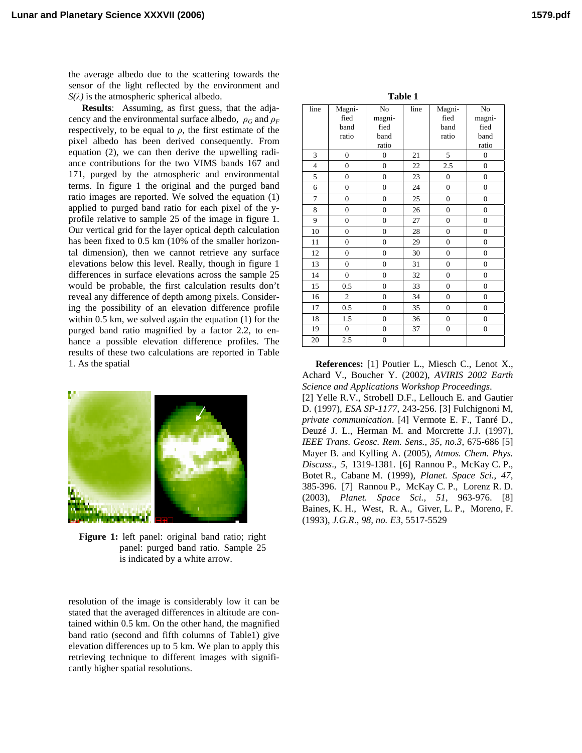the average albedo due to the scattering towards the sensor of the light reflected by the environment and $S(\lambda)$ is the atmospheric spherical albedo.

**Results**: Assuming, as first guess, that the adjacency and the environmental surface albedo, $\rho_G$ and $\rho_F$ respectively, to be equal to $\rho$, the first estimate of the pixel albedo has been derived consequently. From equation (2), we can then derive the upwelling radiance contributions for the two VIMS bands 167 and 171, purged by the atmospheric and environmental terms. In figure 1 the original and the purged band ratio images are reported. We solved the equation (1) applied to purged band ratio for each pixel of the y-profile relative to sample 25 of the image in figure 1. Our vertical grid for the layer optical depth calculation has been fixed to 0.5 km (10% of the smaller horizontal dimension), then we cannot retrieve any surface elevations below this level. Really, though in figure 1 differences in surface elevations across the sample 25 would be probable, the first calculation results don't reveal any difference of depth among pixels. Considering the possibility of an elevation difference profile within 0.5 km, we solved again the equation (1) for the purged band ratio magnified by a factor 2.2, to enhance a possible elevation difference profiles. The results of these two calculations are reported in Table 1. As the spatial

**Figure 1:** left panel: original band ratio; right panel: purged band ratio. Sample 25 is indicated by a white arrow.

resolution of the image is considerably low it can be stated that the averaged differences in altitude are contained within 0.5 km. On the other hand, the magnified band ratio (second and fifth columns of Table1) give elevation differences up to 5 km. We plan to apply this retrieving technique to different images with significantly higher spatial resolutions.

**Table 1**

| line | Magnified band ratio | No magnified band ratio | line | Magnified band ratio | No magnified band ratio |
|---|---|---|---|---|---|
| 3 | 0 | 0 | 21 | 5 | 0 |
| 4 | 0 | 0 | 22 | 2.5 | 0 |
| 5 | 0 | 0 | 23 | 0 | 0 |
| 6 | 0 | 0 | 24 | 0 | 0 |
| 7 | 0 | 0 | 25 | 0 | 0 |
| 8 | 0 | 0 | 26 | 0 | 0 |
| 9 | 0 | 0 | 27 | 0 | 0 |
| 10 | 0 | 0 | 28 | 0 | 0 |
| 11 | 0 | 0 | 29 | 0 | 0 |
| 12 | 0 | 0 | 30 | 0 | 0 |
| 13 | 0 | 0 | 31 | 0 | 0 |
| 14 | 0 | 0 | 32 | 0 | 0 |
| 15 | 0.5 | 0 | 33 | 0 | 0 |
| 16 | 2 | 0 | 34 | 0 | 0 |
| 17 | 0.5 | 0 | 35 | 0 | 0 |
| 18 | 1.5 | 0 | 36 | 0 | 0 |
| 19 | 0 | 0 | 37 | 0 | 0 |
| 20 | 2.5 | 0 | | | |

**References:** [1] Poutier L., Miesch C., Lenot X., Achard V., Boucher Y. (2002), *AVIRIS 2002 Earth Science and Applications Workshop Proceedings*. [2] Yelle R.V., Strobell D.F., Lellouch E. and Gautier D. (1997), *ESA SP-1177*, 243-256. [3] Fulchignoni M, *private communication*. [4] Vermote E. F., Tanré D., Deuzé J. L., Herman M. and Morcrette J.J. (1997), *IEEE Trans. Geosc. Rem. Sens.*, *35*, *no.3*, 675-686 [5] Mayer B. and Kylling A. (2005), *Atmos. Chem. Phys. Discuss*., *5*, 1319-1381. [6] Rannou P., McKay C. P., Botet R., Cabane M. (1999), *Planet. Space Sci.*, *47*, 385-396. [7] Rannou P., McKay C. P., Lorenz R. D. (2003), *Planet. Space Sci.*, *51*, 963-976. [8] Baines, K. H., West, R. A., Giver, L. P., Moreno, F. (1993), *J.G.R*., *98, no. E3*, 5517-5529